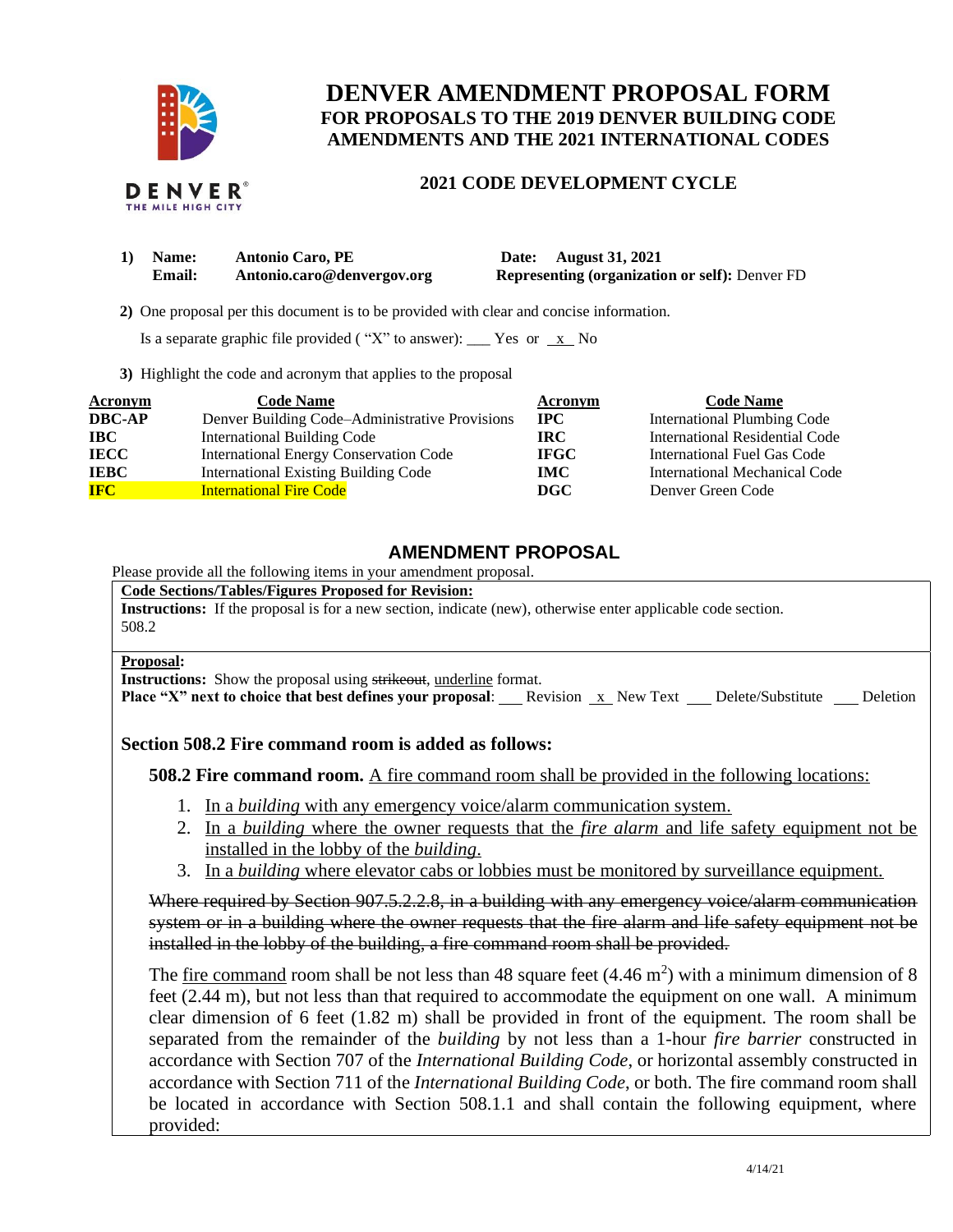# DENVER AMENDMENT PROPOSAL FORM

## FOR PROPOSALS TO THE 2019 DENVER BUILDING CODE AMENDMENTS AND THE 2021 INTERNATIONAL CODES

### 2021 CODE DEVELOPMENT CYCLE

**1) Name:** **Antonio Caro, PE** **Date: August 31, 2021**
**Email:** **Antonio.caro@denvergov.org** **Representing (organization or self):** Denver FD

**2)** One proposal per this document is to be provided with clear and concise information.

Is a separate graphic file provided ( "X" to answer): ___ Yes or \_x\_ No

**3)** Highlight the code and acronym that applies to the proposal

| Acronym | Code Name | Acronym | Code Name |
|---|---|---|---|
| **DBC-AP** | Denver Building Code–Administrative Provisions | **IPC** | International Plumbing Code |
| **IBC** | International Building Code | **IRC** | International Residential Code |
| **IECC** | International Energy Conservation Code | **IFGC** | International Fuel Gas Code |
| **IEBC** | International Existing Building Code | **IMC** | International Mechanical Code |
| **IFC** | International Fire Code | **DGC** | Denver Green Code |

## AMENDMENT PROPOSAL

Please provide all the following items in your amendment proposal.

**Code Sections/Tables/Figures Proposed for Revision:**
**Instructions:** If the proposal is for a new section, indicate (new), otherwise enter applicable code section.
508.2

**Proposal:**
**Instructions:** Show the proposal using ~~strikeout~~, <u>underline</u> format.
**Place "X" next to choice that best defines your proposal**: ___ Revision \_x\_ New Text ___ Delete/Substitute ___ Deletion

### Section 508.2 Fire command room is added as follows:

**508.2 Fire command room.** <u>A fire command room shall be provided in the following locations:</u>

1. <u>In a *building* with any emergency voice/alarm communication system.</u>
2. <u>In a *building* where the owner requests that the *fire alarm* and life safety equipment not be installed in the lobby of the *building*.</u>
3. <u>In a *building* where elevator cabs or lobbies must be monitored by surveillance equipment.</u>

~~Where required by Section 907.5.2.2.8, in a building with any emergency voice/alarm communication system or in a building where the owner requests that the fire alarm and life safety equipment not be installed in the lobby of the building, a fire command room shall be provided.~~

The <u>fire command</u> room shall be not less than 48 square feet (4.46 $m^2$) with a minimum dimension of 8 feet (2.44 m), but not less than that required to accommodate the equipment on one wall. A minimum clear dimension of 6 feet (1.82 m) shall be provided in front of the equipment. The room shall be separated from the remainder of the *building* by not less than a 1-hour *fire barrier* constructed in accordance with Section 707 of the *International Building Code*, or horizontal assembly constructed in accordance with Section 711 of the *International Building Code*, or both. The fire command room shall be located in accordance with Section 508.1.1 and shall contain the following equipment, where provided: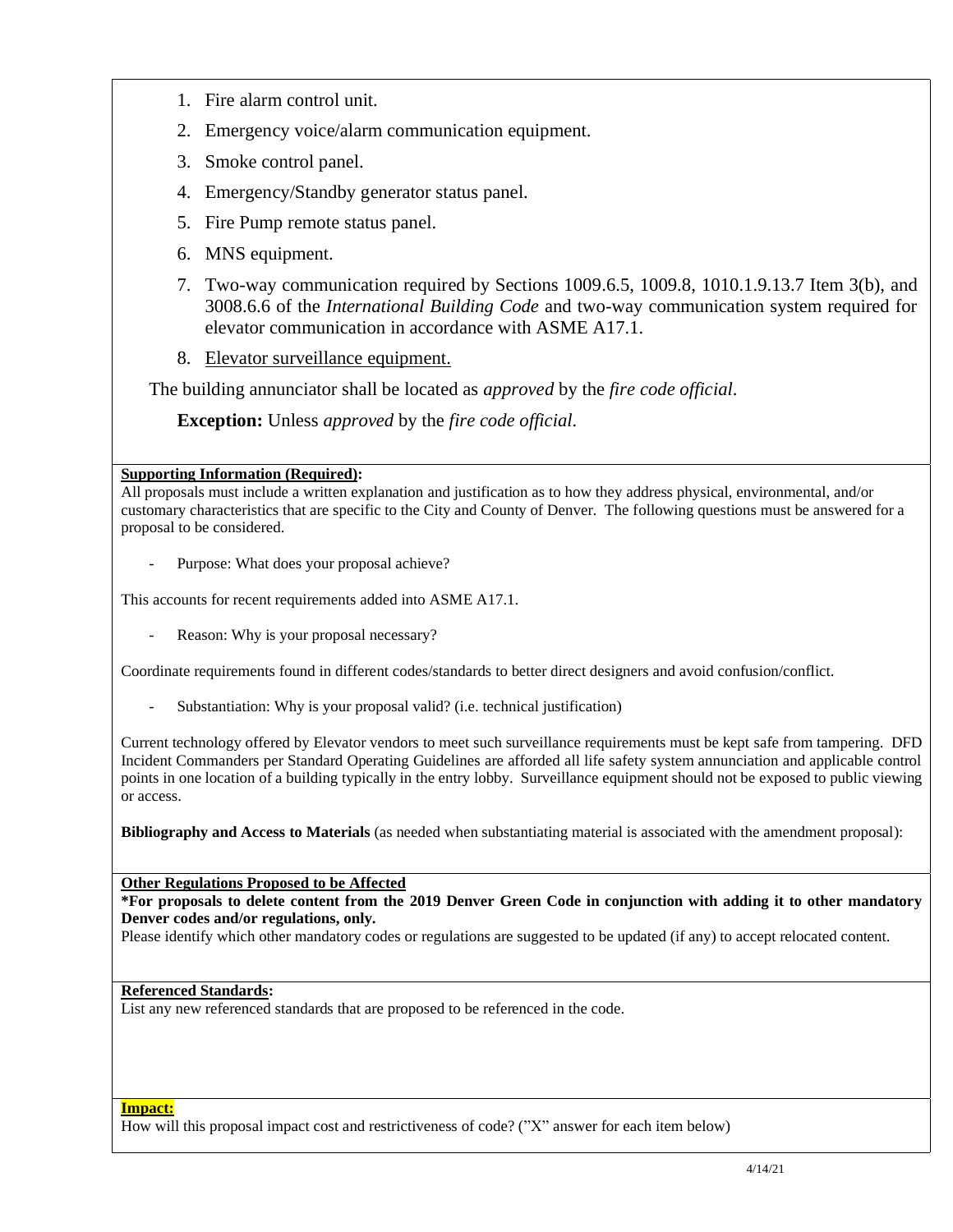1. Fire alarm control unit.
2. Emergency voice/alarm communication equipment.
3. Smoke control panel.
4. Emergency/Standby generator status panel.
5. Fire Pump remote status panel.
6. MNS equipment.
7. Two-way communication required by Sections 1009.6.5, 1009.8, 1010.1.9.13.7 Item 3(b), and 3008.6.6 of the *International Building Code* and two-way communication system required for elevator communication in accordance with ASME A17.1.
8. <u>Elevator surveillance equipment.</u>

The building annunciator shall be located as *approved* by the *fire code official*.

**Exception:** Unless *approved* by the *fire code official*.

**<u>Supporting Information (Required)</u>:**
All proposals must include a written explanation and justification as to how they address physical, environmental, and/or customary characteristics that are specific to the City and County of Denver. The following questions must be answered for a proposal to be considered.

- Purpose: What does your proposal achieve?

This accounts for recent requirements added into ASME A17.1.

- Reason: Why is your proposal necessary?

Coordinate requirements found in different codes/standards to better direct designers and avoid confusion/conflict.

- Substantiation: Why is your proposal valid? (i.e. technical justification)

Current technology offered by Elevator vendors to meet such surveillance requirements must be kept safe from tampering. DFD Incident Commanders per Standard Operating Guidelines are afforded all life safety system annunciation and applicable control points in one location of a building typically in the entry lobby. Surveillance equipment should not be exposed to public viewing or access.

**Bibliography and Access to Materials** (as needed when substantiating material is associated with the amendment proposal):

**<u>Other Regulations Proposed to be Affected</u>**
**\*For proposals to delete content from the 2019 Denver Green Code in conjunction with adding it to other mandatory Denver codes and/or regulations, only.**
Please identify which other mandatory codes or regulations are suggested to be updated (if any) to accept relocated content.

**<u>Referenced Standards</u>:**
List any new referenced standards that are proposed to be referenced in the code.

**<u>Impact:</u>**
How will this proposal impact cost and restrictiveness of code? (”X” answer for each item below)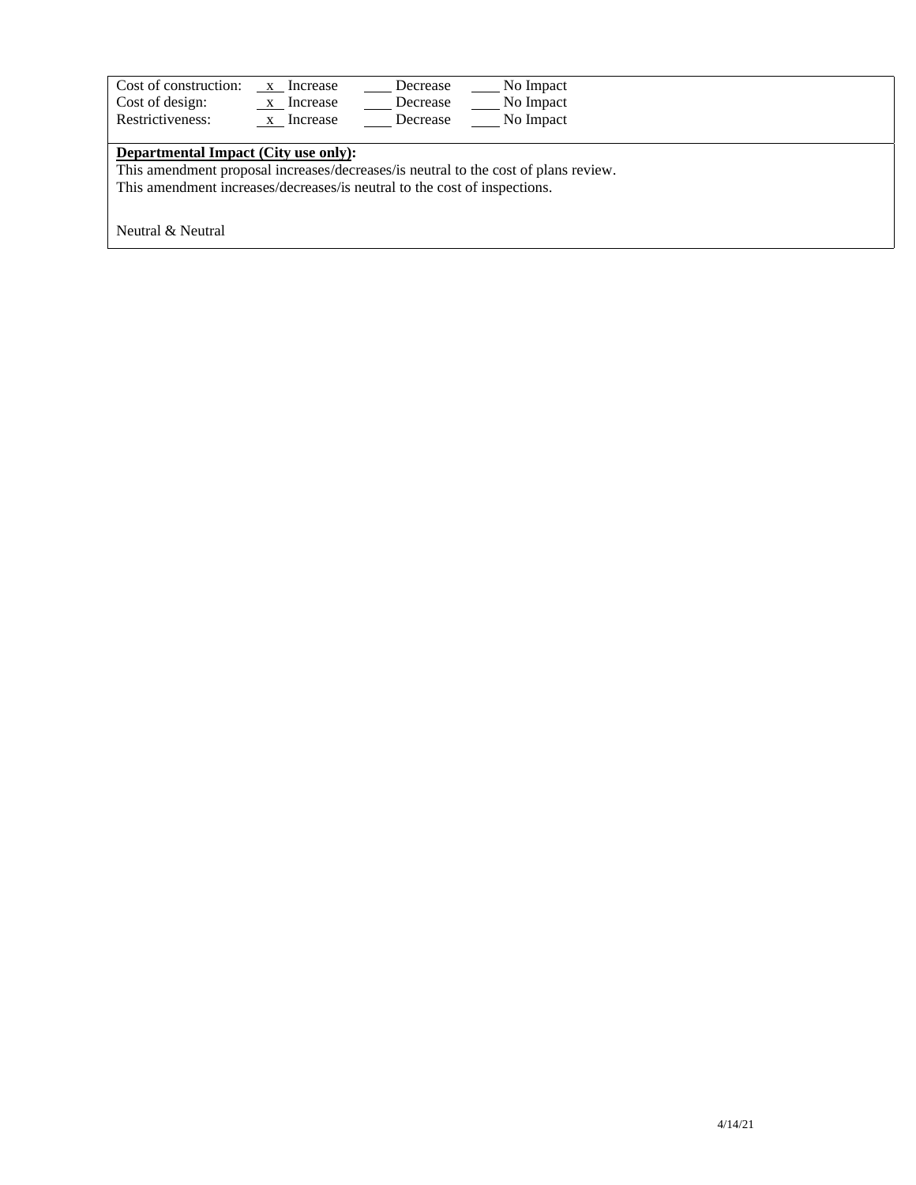| | | | |
|---|---|---|---|
| Cost of construction: | x Increase | Decrease | No Impact |
| Cost of design: | x Increase | Decrease | No Impact |
| Restrictiveness: | x Increase | Decrease | No Impact |

**Departmental Impact (City use only):**

This amendment proposal increases/decreases/is neutral to the cost of plans review.
This amendment increases/decreases/is neutral to the cost of inspections.

Neutral & Neutral

4/14/21